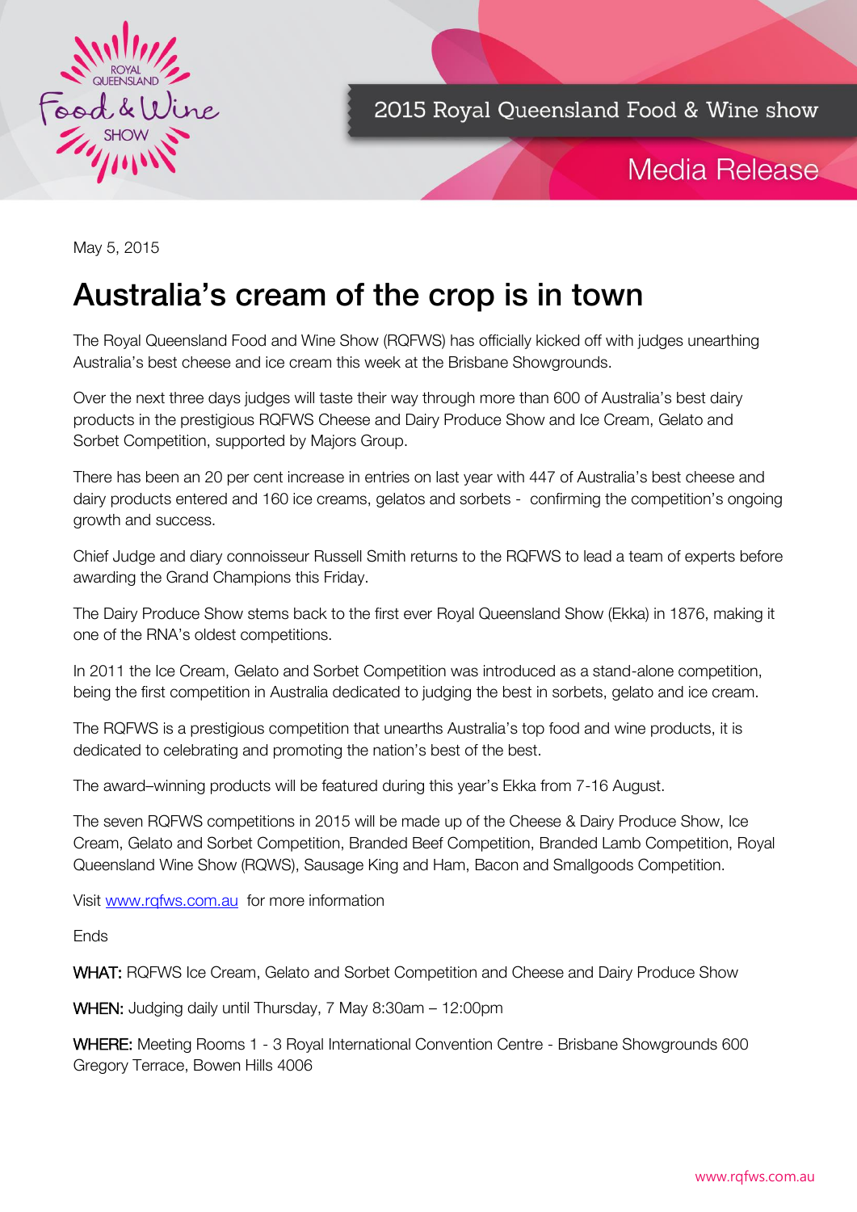2015 Royal Queensland Food & Wine show

Media Release

May 5, 2015

# Australia's cream of the crop is in town

The Royal Queensland Food and Wine Show (RQFWS) has officially kicked off with judges unearthing Australia's best cheese and ice cream this week at the Brisbane Showgrounds.

Over the next three days judges will taste their way through more than 600 of Australia's best dairy products in the prestigious RQFWS Cheese and Dairy Produce Show and Ice Cream, Gelato and Sorbet Competition, supported by Majors Group.

There has been an 20 per cent increase in entries on last year with 447 of Australia's best cheese and dairy products entered and 160 ice creams, gelatos and sorbets - confirming the competition's ongoing growth and success.

Chief Judge and diary connoisseur Russell Smith returns to the RQFWS to lead a team of experts before awarding the Grand Champions this Friday.

The Dairy Produce Show stems back to the first ever Royal Queensland Show (Ekka) in 1876, making it one of the RNA's oldest competitions.

In 2011 the Ice Cream, Gelato and Sorbet Competition was introduced as a stand-alone competition, being the first competition in Australia dedicated to judging the best in sorbets, gelato and ice cream.

The RQFWS is a prestigious competition that unearths Australia's top food and wine products, it is dedicated to celebrating and promoting the nation's best of the best.

The award–winning products will be featured during this year's Ekka from 7-16 August.

The seven RQFWS competitions in 2015 will be made up of the Cheese & Dairy Produce Show, Ice Cream, Gelato and Sorbet Competition, Branded Beef Competition, Branded Lamb Competition, Royal Queensland Wine Show (RQWS), Sausage King and Ham, Bacon and Smallgoods Competition.

Visit [www.rqfws.com.au](http://www.rqfws.com.au) for more information

Ends

**WHAT:** RQFWS Ice Cream, Gelato and Sorbet Competition and Cheese and Dairy Produce Show

**WHEN:** Judging daily until Thursday, 7 May 8:30am – 12:00pm

**WHERE:** Meeting Rooms 1 - 3 Royal International Convention Centre - Brisbane Showgrounds 600 Gregory Terrace, Bowen Hills 4006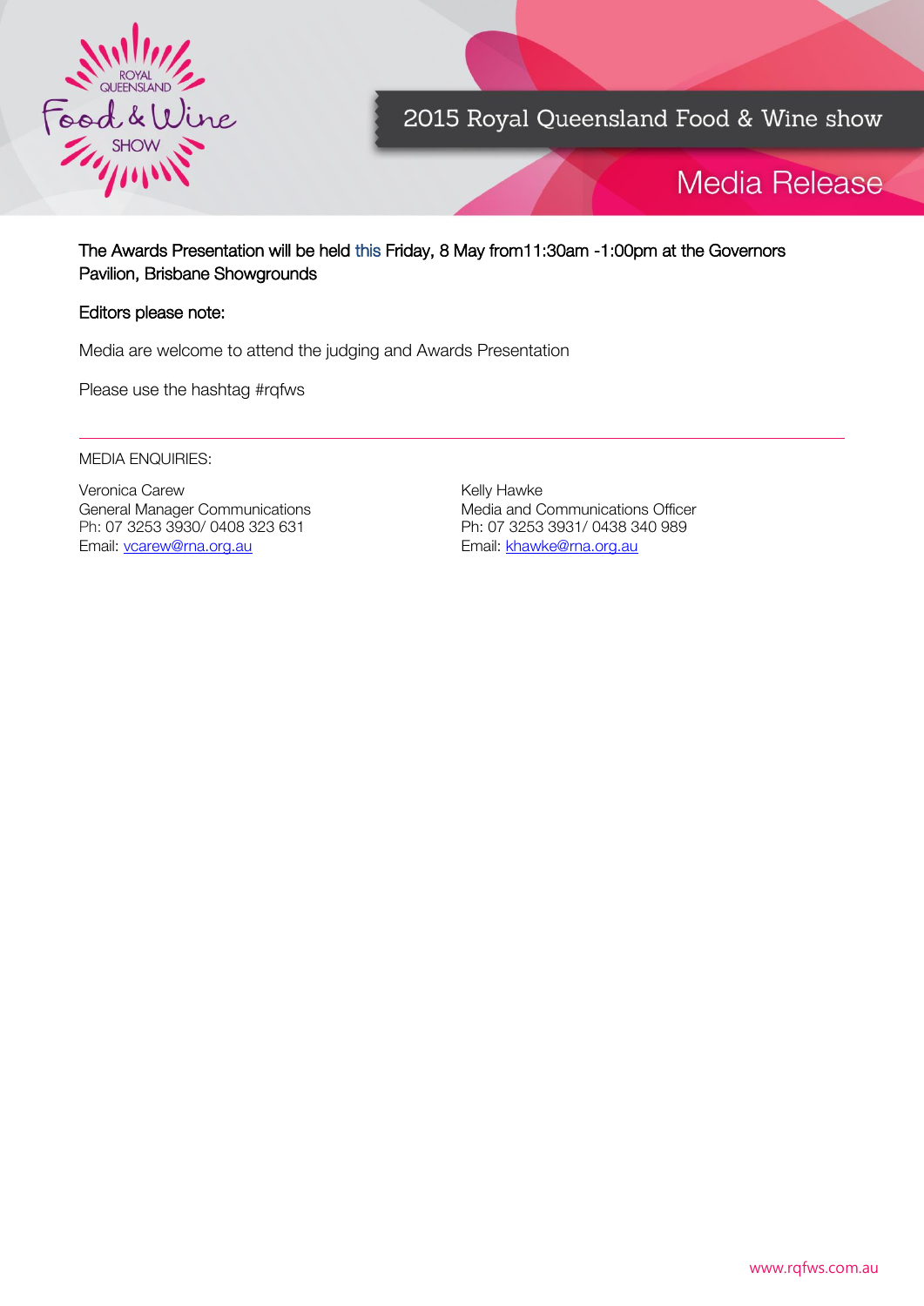The Awards Presentation will be held this Friday, 8 May from11:30am -1:00pm at the Governors Pavilion, Brisbane Showgrounds

Editors please note:

Media are welcome to attend the judging and Awards Presentation

Please use the hashtag #rqfws

---

MEDIA ENQUIRIES:

Veronica Carew
General Manager Communications
Ph: 07 3253 3930/ 0408 323 631
Email: vcarew@rna.org.au

Kelly Hawke
Media and Communications Officer
Ph: 07 3253 3931/ 0438 340 989
Email: khawke@rna.org.au